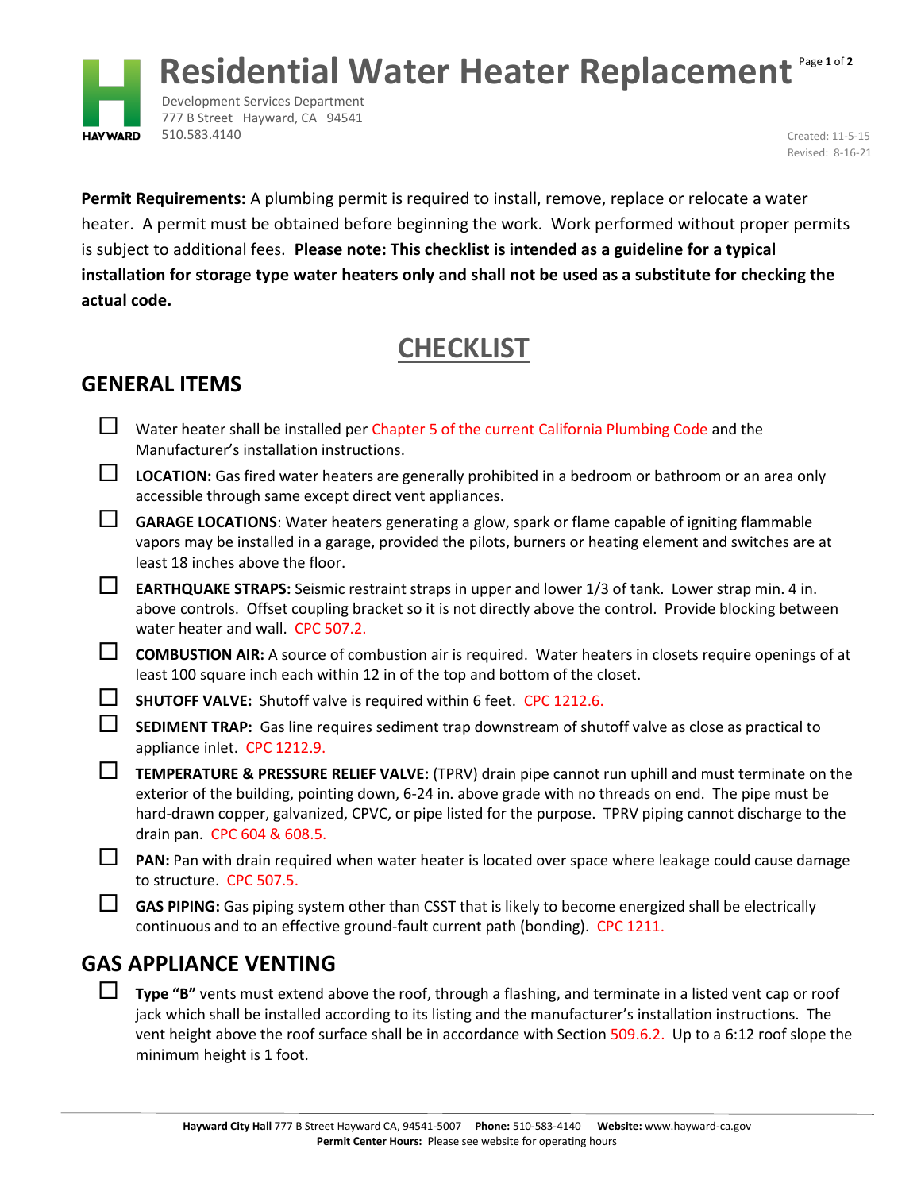# Residential Water Heater Replacement

Development Services Department
777 B Street Hayward, CA 94541
510.583.4140

Created: 11-5-15
Revised: 8-16-21

**Permit Requirements:** A plumbing permit is required to install, remove, replace or relocate a water heater. A permit must be obtained before beginning the work. Work performed without proper permits is subject to additional fees. **Please note: This checklist is intended as a guideline for a typical installation for storage type water heaters only and shall not be used as a substitute for checking the actual code.**

## CHECKLIST

## GENERAL ITEMS

- ☐ Water heater shall be installed per Chapter 5 of the current California Plumbing Code and the Manufacturer's installation instructions.
- ☐ **LOCATION:** Gas fired water heaters are generally prohibited in a bedroom or bathroom or an area only accessible through same except direct vent appliances.
- ☐ **GARAGE LOCATIONS**: Water heaters generating a glow, spark or flame capable of igniting flammable vapors may be installed in a garage, provided the pilots, burners or heating element and switches are at least 18 inches above the floor.
- ☐ **EARTHQUAKE STRAPS:** Seismic restraint straps in upper and lower 1/3 of tank. Lower strap min. 4 in. above controls. Offset coupling bracket so it is not directly above the control. Provide blocking between water heater and wall. CPC 507.2.
- ☐ **COMBUSTION AIR:** A source of combustion air is required. Water heaters in closets require openings of at least 100 square inch each within 12 in of the top and bottom of the closet.
- ☐ **SHUTOFF VALVE:** Shutoff valve is required within 6 feet. CPC 1212.6.
- ☐ **SEDIMENT TRAP:** Gas line requires sediment trap downstream of shutoff valve as close as practical to appliance inlet. CPC 1212.9.
- ☐ **TEMPERATURE & PRESSURE RELIEF VALVE:** (TPRV) drain pipe cannot run uphill and must terminate on the exterior of the building, pointing down, 6-24 in. above grade with no threads on end. The pipe must be hard-drawn copper, galvanized, CPVC, or pipe listed for the purpose. TPRV piping cannot discharge to the drain pan. CPC 604 & 608.5.
- ☐ **PAN:** Pan with drain required when water heater is located over space where leakage could cause damage to structure. CPC 507.5.
- ☐ **GAS PIPING:** Gas piping system other than CSST that is likely to become energized shall be electrically continuous and to an effective ground-fault current path (bonding). CPC 1211.

## GAS APPLIANCE VENTING

- ☐ **Type "B"** vents must extend above the roof, through a flashing, and terminate in a listed vent cap or roof jack which shall be installed according to its listing and the manufacturer's installation instructions. The vent height above the roof surface shall be in accordance with Section 509.6.2. Up to a 6:12 roof slope the minimum height is 1 foot.

**Hayward City Hall** 777 B Street Hayward CA, 94541-5007 **Phone:** 510-583-4140 **Website:** www.hayward-ca.gov
**Permit Center Hours:** Please see website for operating hours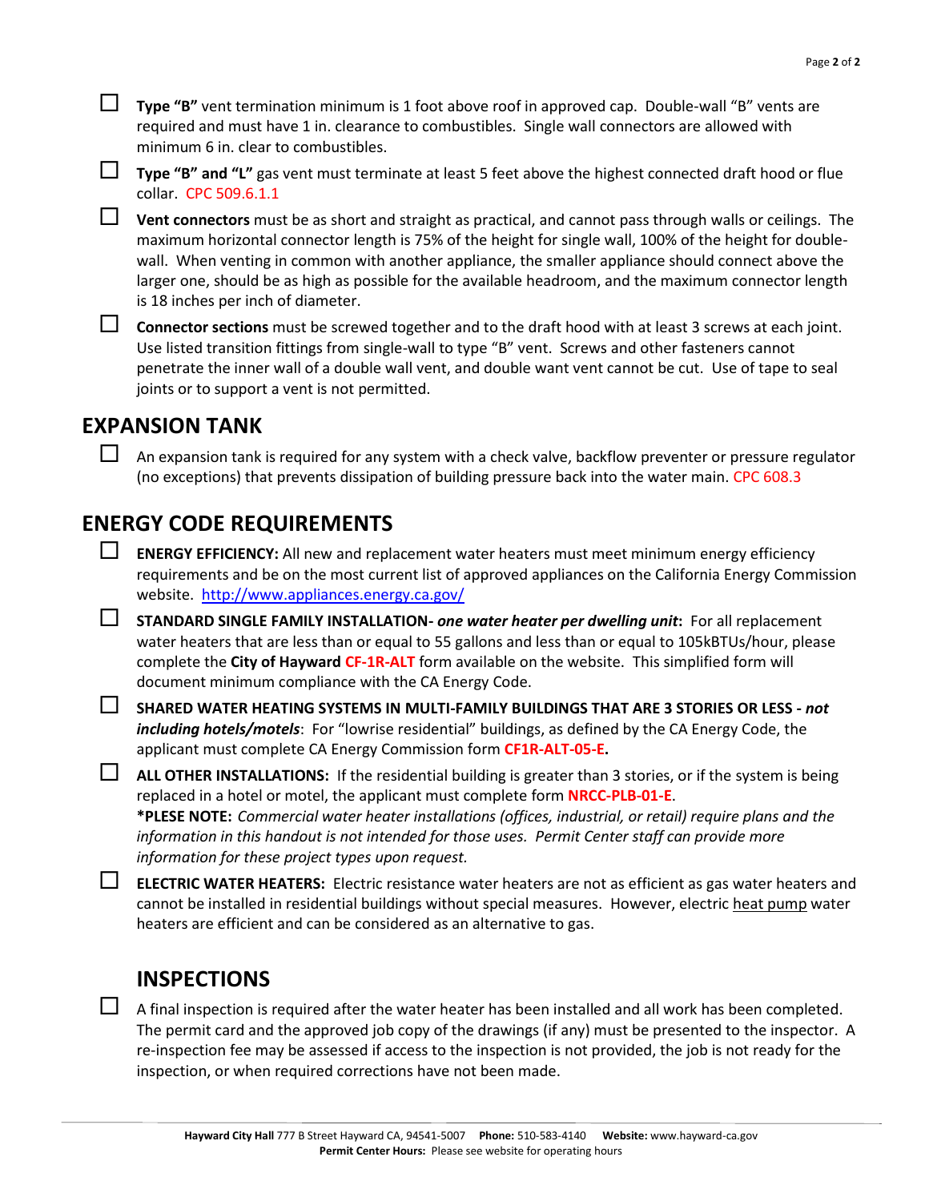- ☐ **Type "B"** vent termination minimum is 1 foot above roof in approved cap. Double-wall "B" vents are required and must have 1 in. clearance to combustibles. Single wall connectors are allowed with minimum 6 in. clear to combustibles.
- ☐ **Type "B" and "L"** gas vent must terminate at least 5 feet above the highest connected draft hood or flue collar. CPC 509.6.1.1
- ☐ **Vent connectors** must be as short and straight as practical, and cannot pass through walls or ceilings. The maximum horizontal connector length is 75% of the height for single wall, 100% of the height for double-wall. When venting in common with another appliance, the smaller appliance should connect above the larger one, should be as high as possible for the available headroom, and the maximum connector length is 18 inches per inch of diameter.
- ☐ **Connector sections** must be screwed together and to the draft hood with at least 3 screws at each joint. Use listed transition fittings from single-wall to type "B" vent. Screws and other fasteners cannot penetrate the inner wall of a double wall vent, and double want vent cannot be cut. Use of tape to seal joints or to support a vent is not permitted.

## EXPANSION TANK

- ☐ An expansion tank is required for any system with a check valve, backflow preventer or pressure regulator (no exceptions) that prevents dissipation of building pressure back into the water main. CPC 608.3

## ENERGY CODE REQUIREMENTS

- ☐ **ENERGY EFFICIENCY:** All new and replacement water heaters must meet minimum energy efficiency requirements and be on the most current list of approved appliances on the California Energy Commission website. http://www.appliances.energy.ca.gov/
- ☐ **STANDARD SINGLE FAMILY INSTALLATION- *one water heater per dwelling unit*:** For all replacement water heaters that are less than or equal to 55 gallons and less than or equal to 105kBTUs/hour, please complete the **City of Hayward** **CF-1R-ALT** form available on the website. This simplified form will document minimum compliance with the CA Energy Code.
- ☐ **SHARED WATER HEATING SYSTEMS IN MULTI-FAMILY BUILDINGS THAT ARE 3 STORIES OR LESS - *not including hotels/motels*:** For "lowrise residential" buildings, as defined by the CA Energy Code, the applicant must complete CA Energy Commission form **CF1R-ALT-05-E.**
- ☐ **ALL OTHER INSTALLATIONS:** If the residential building is greater than 3 stories, or if the system is being replaced in a hotel or motel, the applicant must complete form **NRCC-PLB-01-E**.
  **\*PLESE NOTE:** *Commercial water heater installations (offices, industrial, or retail) require plans and the information in this handout is not intended for those uses. Permit Center staff can provide more information for these project types upon request.*
- ☐ **ELECTRIC WATER HEATERS:** Electric resistance water heaters are not as efficient as gas water heaters and cannot be installed in residential buildings without special measures. However, electric heat pump water heaters are efficient and can be considered as an alternative to gas.

## INSPECTIONS

- ☐ A final inspection is required after the water heater has been installed and all work has been completed. The permit card and the approved job copy of the drawings (if any) must be presented to the inspector. A re-inspection fee may be assessed if access to the inspection is not provided, the job is not ready for the inspection, or when required corrections have not been made.

**Hayward City Hall** 777 B Street Hayward CA, 94541-5007 **Phone:** 510-583-4140 **Website:** www.hayward-ca.gov
**Permit Center Hours:** Please see website for operating hours